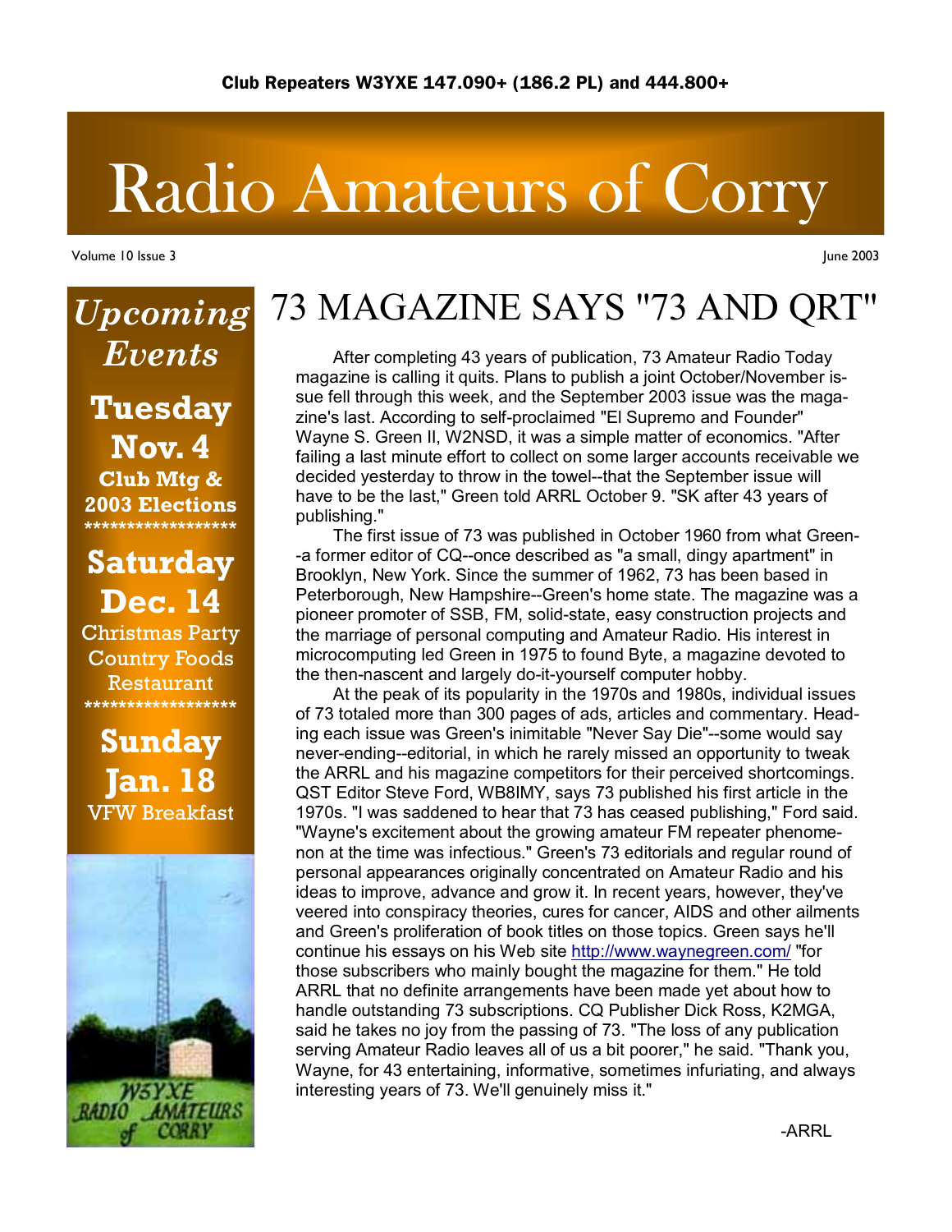Club Repeaters W3YXE 147.090+ (186.2 PL) and 444.800+

# Radio Amateurs of Corry

Volume 10 Issue 3 June 2003

## *Upcoming Events*

**Tuesday Nov. 4**
**Club Mtg & 2003 Elections**

******************

**Saturday Dec. 14**
Christmas Party
Country Foods Restaurant

******************

**Sunday Jan. 18**
VFW Breakfast

# 73 MAGAZINE SAYS "73 AND QRT"

After completing 43 years of publication, 73 Amateur Radio Today magazine is calling it quits. Plans to publish a joint October/November issue fell through this week, and the September 2003 issue was the magazine's last. According to self-proclaimed "El Supremo and Founder" Wayne S. Green II, W2NSD, it was a simple matter of economics. "After failing a last minute effort to collect on some larger accounts receivable we decided yesterday to throw in the towel--that the September issue will have to be the last," Green told ARRL October 9. "SK after 43 years of publishing."

The first issue of 73 was published in October 1960 from what Green--a former editor of CQ--once described as "a small, dingy apartment" in Brooklyn, New York. Since the summer of 1962, 73 has been based in Peterborough, New Hampshire--Green's home state. The magazine was a pioneer promoter of SSB, FM, solid-state, easy construction projects and the marriage of personal computing and Amateur Radio. His interest in microcomputing led Green in 1975 to found Byte, a magazine devoted to the then-nascent and largely do-it-yourself computer hobby.

At the peak of its popularity in the 1970s and 1980s, individual issues of 73 totaled more than 300 pages of ads, articles and commentary. Heading each issue was Green's inimitable "Never Say Die"--some would say never-ending--editorial, in which he rarely missed an opportunity to tweak the ARRL and his magazine competitors for their perceived shortcomings. QST Editor Steve Ford, WB8IMY, says 73 published his first article in the 1970s. "I was saddened to hear that 73 has ceased publishing," Ford said. "Wayne's excitement about the growing amateur FM repeater phenomenon at the time was infectious." Green's 73 editorials and regular round of personal appearances originally concentrated on Amateur Radio and his ideas to improve, advance and grow it. In recent years, however, they've veered into conspiracy theories, cures for cancer, AIDS and other ailments and Green's proliferation of book titles on those topics. Green says he'll continue his essays on his Web site http://www.waynegreen.com/ "for those subscribers who mainly bought the magazine for them." He told ARRL that no definite arrangements have been made yet about how to handle outstanding 73 subscriptions. CQ Publisher Dick Ross, K2MGA, said he takes no joy from the passing of 73. "The loss of any publication serving Amateur Radio leaves all of us a bit poorer," he said. "Thank you, Wayne, for 43 entertaining, informative, sometimes infuriating, and always interesting years of 73. We'll genuinely miss it."

-ARRL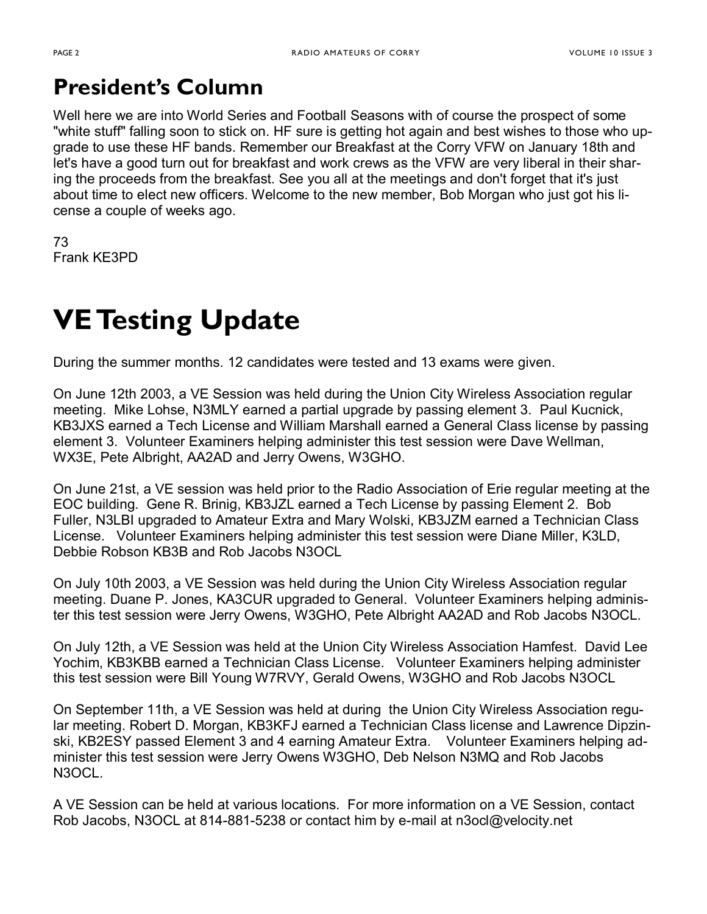## President's Column

Well here we are into World Series and Football Seasons with of course the prospect of some "white stuff" falling soon to stick on. HF sure is getting hot again and best wishes to those who upgrade to use these HF bands. Remember our Breakfast at the Corry VFW on January 18th and let's have a good turn out for breakfast and work crews as the VFW are very liberal in their sharing the proceeds from the breakfast. See you all at the meetings and don't forget that it's just about time to elect new officers. Welcome to the new member, Bob Morgan who just got his license a couple of weeks ago.

73
Frank KE3PD

# VE Testing Update

During the summer months. 12 candidates were tested and 13 exams were given.

On June 12th 2003, a VE Session was held during the Union City Wireless Association regular meeting. Mike Lohse, N3MLY earned a partial upgrade by passing element 3. Paul Kucnick, KB3JXS earned a Tech License and William Marshall earned a General Class license by passing element 3. Volunteer Examiners helping administer this test session were Dave Wellman, WX3E, Pete Albright, AA2AD and Jerry Owens, W3GHO.

On June 21st, a VE session was held prior to the Radio Association of Erie regular meeting at the EOC building. Gene R. Brinig, KB3JZL earned a Tech License by passing Element 2. Bob Fuller, N3LBI upgraded to Amateur Extra and Mary Wolski, KB3JZM earned a Technician Class License. Volunteer Examiners helping administer this test session were Diane Miller, K3LD, Debbie Robson KB3B and Rob Jacobs N3OCL

On July 10th 2003, a VE Session was held during the Union City Wireless Association regular meeting. Duane P. Jones, KA3CUR upgraded to General. Volunteer Examiners helping administer this test session were Jerry Owens, W3GHO, Pete Albright AA2AD and Rob Jacobs N3OCL.

On July 12th, a VE Session was held at the Union City Wireless Association Hamfest. David Lee Yochim, KB3KBB earned a Technician Class License. Volunteer Examiners helping administer this test session were Bill Young W7RVY, Gerald Owens, W3GHO and Rob Jacobs N3OCL

On September 11th, a VE Session was held at during the Union City Wireless Association regular meeting. Robert D. Morgan, KB3KFJ earned a Technician Class license and Lawrence Dipzinski, KB2ESY passed Element 3 and 4 earning Amateur Extra. Volunteer Examiners helping administer this test session were Jerry Owens W3GHO, Deb Nelson N3MQ and Rob Jacobs N3OCL.

A VE Session can be held at various locations. For more information on a VE Session, contact Rob Jacobs, N3OCL at 814-881-5238 or contact him by e-mail at n3ocl@velocity.net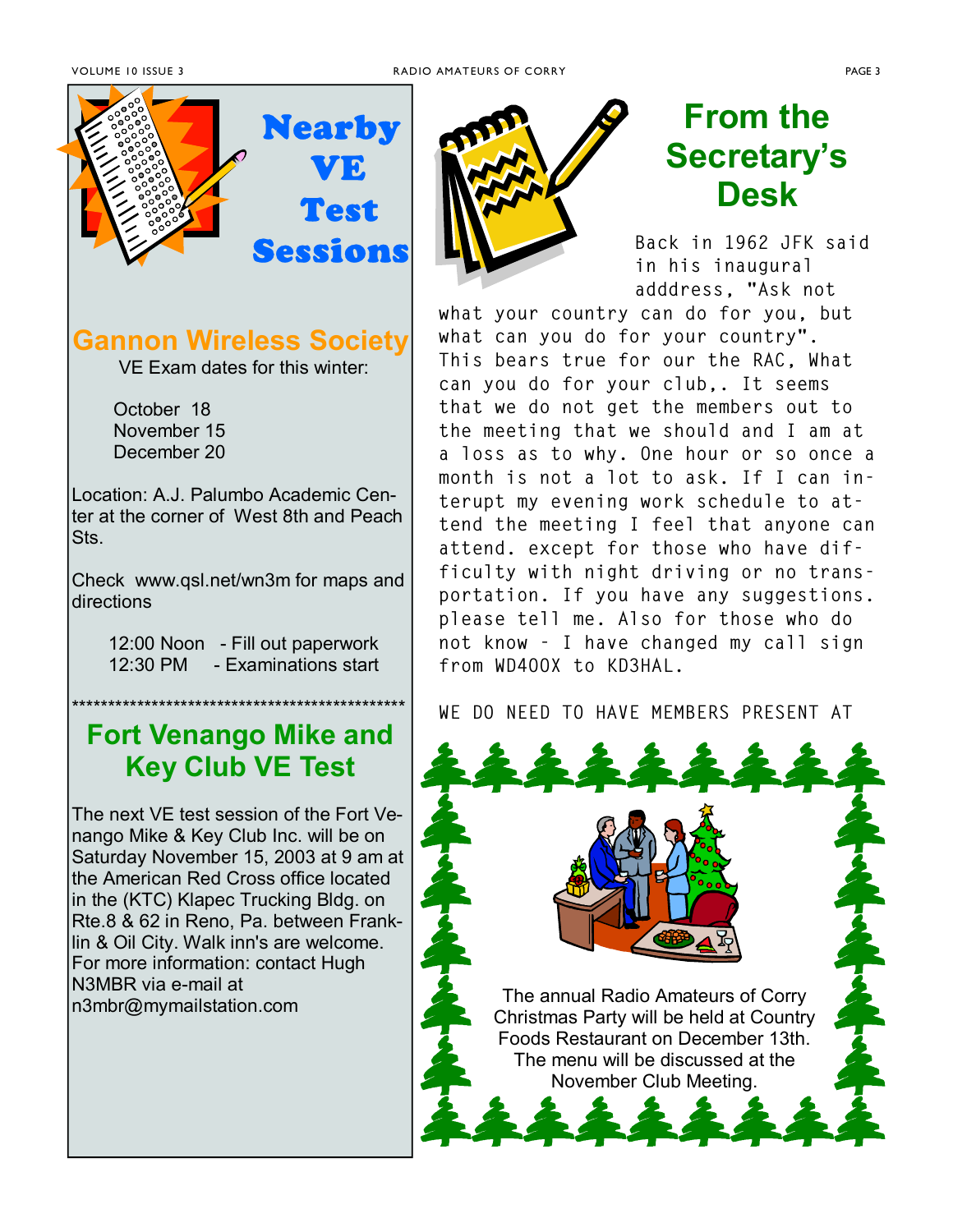# Nearby VE Test Sessions

## Gannon Wireless Society

VE Exam dates for this winter:

October 18
November 15
December 20

Location: A.J. Palumbo Academic Center at the corner of West 8th and Peach Sts.

Check www.qsl.net/wn3m for maps and directions

12:00 Noon - Fill out paperwork
12:30 PM - Examinations start

\*\*\*\*\*\*\*\*\*\*\*\*\*\*\*\*\*\*\*\*\*\*\*\*\*\*\*\*\*\*\*\*\*\*\*\*\*\*\*\*\*\*\*\*\*\*\*\*\*\*

## Fort Venango Mike and Key Club VE Test

The next VE test session of the Fort Venango Mike & Key Club Inc. will be on Saturday November 15, 2003 at 9 am at the American Red Cross office located in the (KTC) Klapec Trucking Bldg. on Rte.8 & 62 in Reno, Pa. between Franklin & Oil City. Walk inn's are welcome. For more information: contact Hugh N3MBR via e-mail at n3mbr@mymailstation.com

# From the Secretary's Desk

Back in 1962 JFK said in his inaugural adddress, "Ask not what your country can do for you, but what can you do for your country". This bears true for our the RAC, What can you do for your club,. It seems that we do not get the members out to the meeting that we should and I am at a loss as to why. One hour or so once a month is not a lot to ask. If I can interupt my evening work schedule to attend the meeting I feel that anyone can attend. except for those who have difficulty with night driving or no transportation. If you have any suggestions. please tell me. Also for those who do not know - I have changed my call sign from WD4OOX to KD3HAL.

WE DO NEED TO HAVE MEMBERS PRESENT AT

The annual Radio Amateurs of Corry Christmas Party will be held at Country Foods Restaurant on December 13th. The menu will be discussed at the November Club Meeting.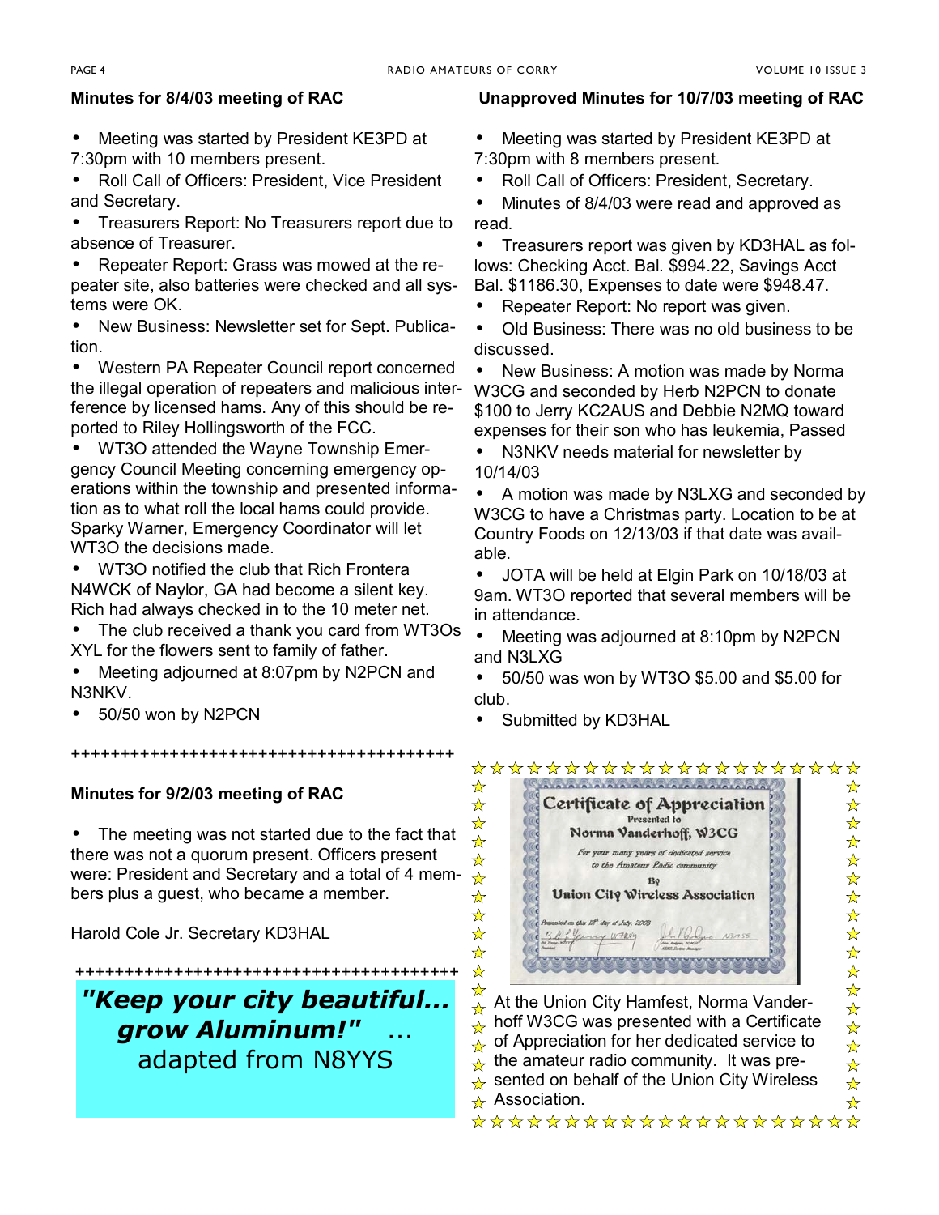## Minutes for 8/4/03 meeting of RAC

- Meeting was started by President KE3PD at 7:30pm with 10 members present.
- Roll Call of Officers: President, Vice President and Secretary.
- Treasurers Report: No Treasurers report due to absence of Treasurer.
- Repeater Report: Grass was mowed at the repeater site, also batteries were checked and all systems were OK.
- New Business: Newsletter set for Sept. Publication.
- Western PA Repeater Council report concerned the illegal operation of repeaters and malicious interference by licensed hams. Any of this should be reported to Riley Hollingsworth of the FCC.
- WT3O attended the Wayne Township Emergency Council Meeting concerning emergency operations within the township and presented information as to what roll the local hams could provide. Sparky Warner, Emergency Coordinator will let WT3O the decisions made.
- WT3O notified the club that Rich Frontera N4WCK of Naylor, GA had become a silent key. Rich had always checked in to the 10 meter net.
- The club received a thank you card from WT3Os XYL for the flowers sent to family of father.
- Meeting adjourned at 8:07pm by N2PCN and N3NKV.
- 50/50 won by N2PCN

++++++++++++++++++++++++++++++++++++++++

## Minutes for 9/2/03 meeting of RAC

- The meeting was not started due to the fact that there was not a quorum present. Officers present were: President and Secretary and a total of 4 members plus a guest, who became a member.

Harold Cole Jr. Secretary KD3HAL

++++++++++++++++++++++++++++++++++++++++

***"Keep your city beautiful... grow Aluminum!"*** … adapted from N8YYS

## Unapproved Minutes for 10/7/03 meeting of RAC

- Meeting was started by President KE3PD at 7:30pm with 8 members present.
- Roll Call of Officers: President, Secretary.
- Minutes of 8/4/03 were read and approved as read.
- Treasurers report was given by KD3HAL as follows: Checking Acct. Bal. $994.22, Savings Acct Bal. $1186.30, Expenses to date were $948.47.
- Repeater Report: No report was given.
- Old Business: There was no old business to be discussed.
- New Business: A motion was made by Norma W3CG and seconded by Herb N2PCN to donate $100 to Jerry KC2AUS and Debbie N2MQ toward expenses for their son who has leukemia, Passed
- N3NKV needs material for newsletter by 10/14/03
- A motion was made by N3LXG and seconded by W3CG to have a Christmas party. Location to be at Country Foods on 12/13/03 if that date was available.
- JOTA will be held at Elgin Park on 10/18/03 at 9am. WT3O reported that several members will be in attendance.
- Meeting was adjourned at 8:10pm by N2PCN and N3LXG
- 50/50 was won by WT3O $5.00 and $5.00 for club.
- Submitted by KD3HAL

Certificate of Appreciation
Presented to
Norma Vanderhoff, W3CG
For your many years of dedicated service to the Amateur Radio community
By
Union City Wireless Association
Presented on this 12th day of July, 2003

At the Union City Hamfest, Norma Vanderhoff W3CG was presented with a Certificate of Appreciation for her dedicated service to the amateur radio community. It was presented on behalf of the Union City Wireless Association.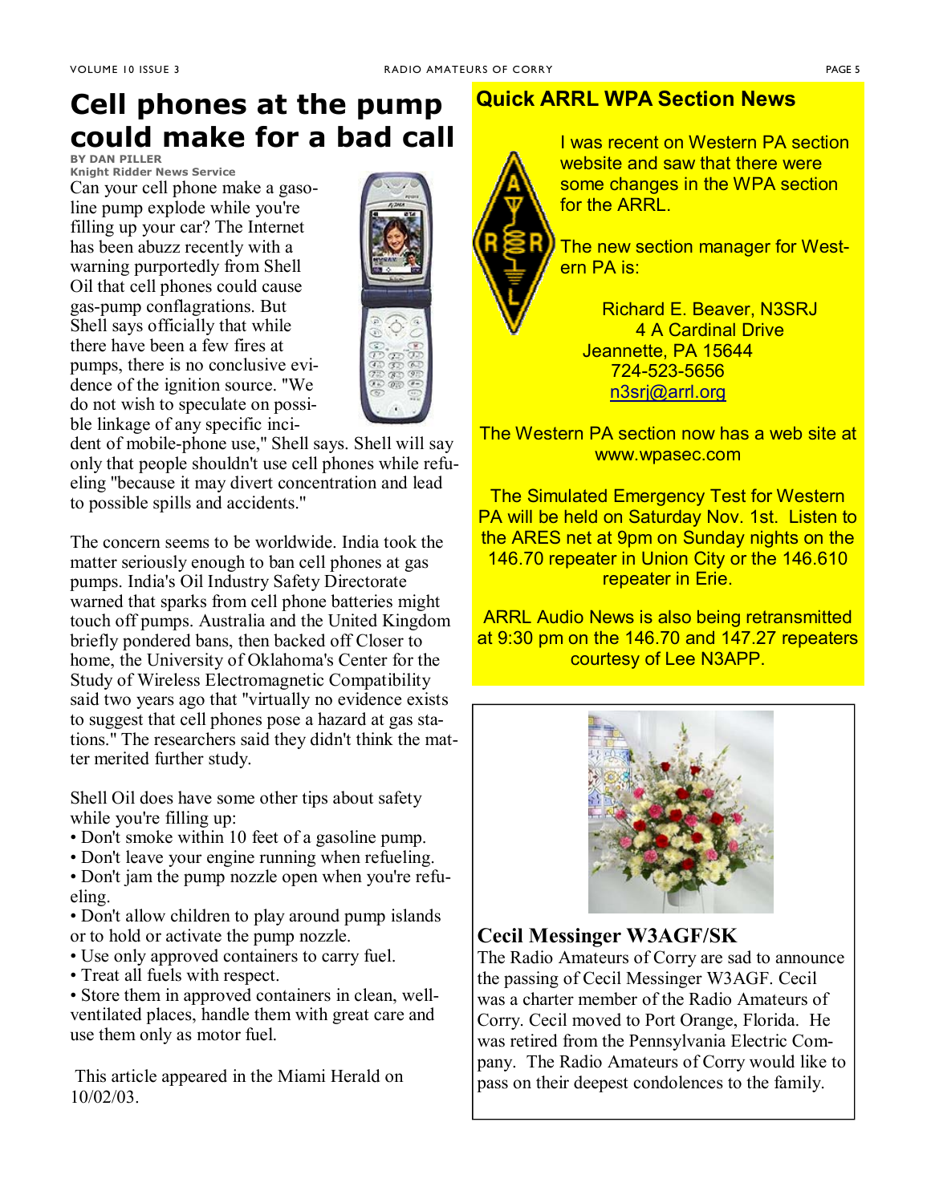# Cell phones at the pump could make for a bad call

**BY DAN PILLER**
**Knight Ridder News Service**

Can your cell phone make a gasoline pump explode while you're filling up your car? The Internet has been abuzz recently with a warning purportedly from Shell Oil that cell phones could cause gas-pump conflagrations. But Shell says officially that while there have been a few fires at pumps, there is no conclusive evidence of the ignition source. "We do not wish to speculate on possible linkage of any specific incident of mobile-phone use," Shell says. Shell will say only that people shouldn't use cell phones while refueling "because it may divert concentration and lead to possible spills and accidents."

The concern seems to be worldwide. India took the matter seriously enough to ban cell phones at gas pumps. India's Oil Industry Safety Directorate warned that sparks from cell phone batteries might touch off pumps. Australia and the United Kingdom briefly pondered bans, then backed off Closer to home, the University of Oklahoma's Center for the Study of Wireless Electromagnetic Compatibility said two years ago that "virtually no evidence exists to suggest that cell phones pose a hazard at gas stations." The researchers said they didn't think the matter merited further study.

Shell Oil does have some other tips about safety while you're filling up:

- Don't smoke within 10 feet of a gasoline pump.
- Don't leave your engine running when refueling.
- Don't jam the pump nozzle open when you're refueling.
- Don't allow children to play around pump islands or to hold or activate the pump nozzle.
- Use only approved containers to carry fuel.
- Treat all fuels with respect.
- Store them in approved containers in clean, well-ventilated places, handle them with great care and use them only as motor fuel.

This article appeared in the Miami Herald on 10/02/03.

## Quick ARRL WPA Section News

I was recent on Western PA section website and saw that there were some changes in the WPA section for the ARRL.

The new section manager for Western PA is:

Richard E. Beaver, N3SRJ
4 A Cardinal Drive
Jeanette, PA 15644
724-523-5656
n3srj@arrl.org

The Western PA section now has a web site at www.wpasec.com

The Simulated Emergency Test for Western PA will be held on Saturday Nov. 1st. Listen to the ARES net at 9pm on Sunday nights on the 146.70 repeater in Union City or the 146.610 repeater in Erie.

ARRL Audio News is also being retransmitted at 9:30 pm on the 146.70 and 147.27 repeaters courtesy of Lee N3APP.

## Cecil Messinger W3AGF/SK

The Radio Amateurs of Corry are sad to announce the passing of Cecil Messinger W3AGF. Cecil was a charter member of the Radio Amateurs of Corry. Cecil moved to Port Orange, Florida. He was retired from the Pennsylvania Electric Company. The Radio Amateurs of Corry would like to pass on their deepest condolences to the family.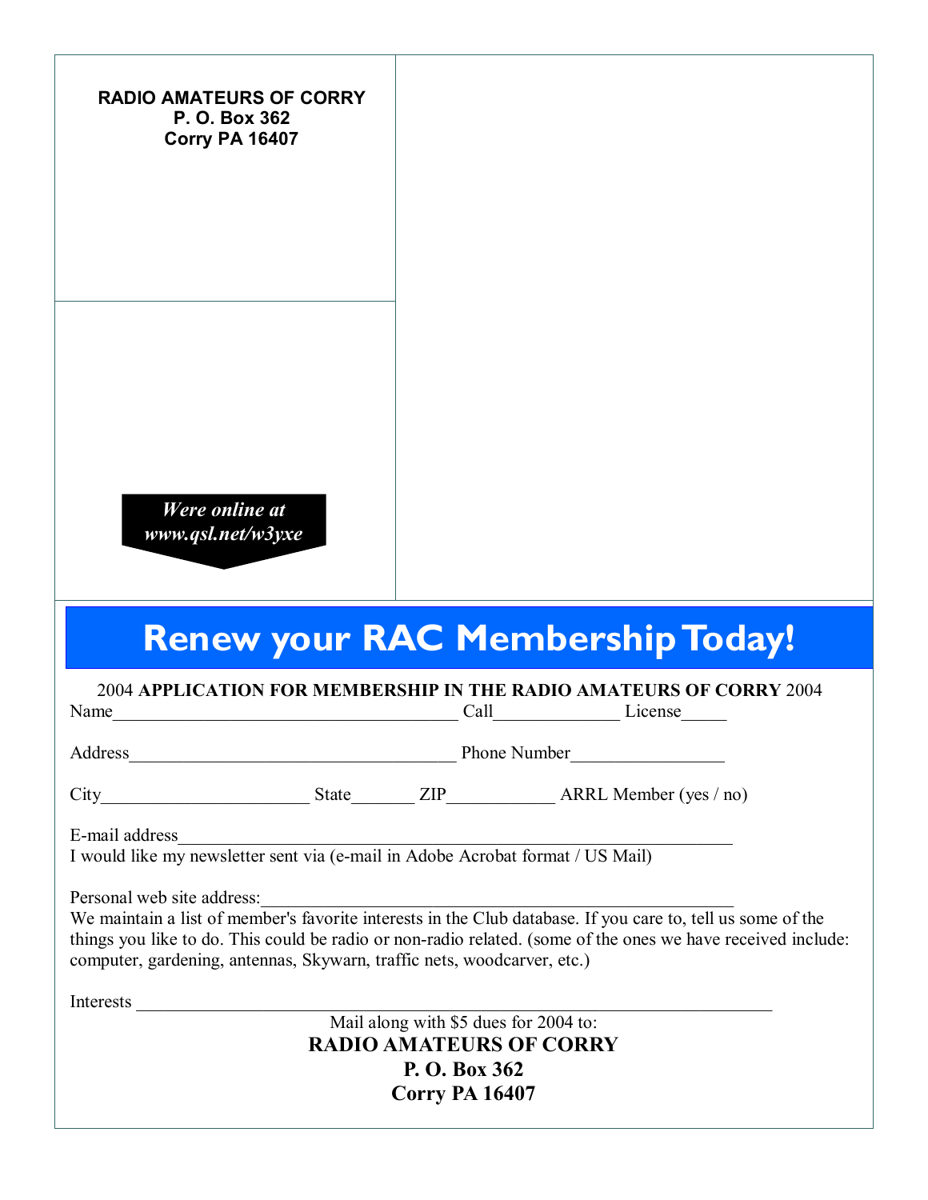**RADIO AMATEURS OF CORRY**
**P. O. Box 362**
**Corry PA 16407**

*Were online at*
*www.qsl.net/w3yxe*

# Renew your RAC Membership Today!

2004 **APPLICATION FOR MEMBERSHIP IN THE RADIO AMATEURS OF CORRY** 2004

Name_______________________________________ Call______________ License_____

Address_____________________________________ Phone Number_________________

City_______________________ State_______ ZIP____________ ARRL Member (yes / no)

E-mail address_______________________________________________________________

I would like my newsletter sent via (e-mail in Adobe Acrobat format / US Mail)

Personal web site address:_____________________________________________________

We maintain a list of member's favorite interests in the Club database. If you care to, tell us some of the things you like to do. This could be radio or non-radio related. (some of the ones we have received include: computer, gardening, antennas, Skywarn, traffic nets, woodcarver, etc.)

Interests ________________________________________________________________________

Mail along with $5 dues for 2004 to:

**RADIO AMATEURS OF CORRY**
**P. O. Box 362**
**Corry PA 16407**